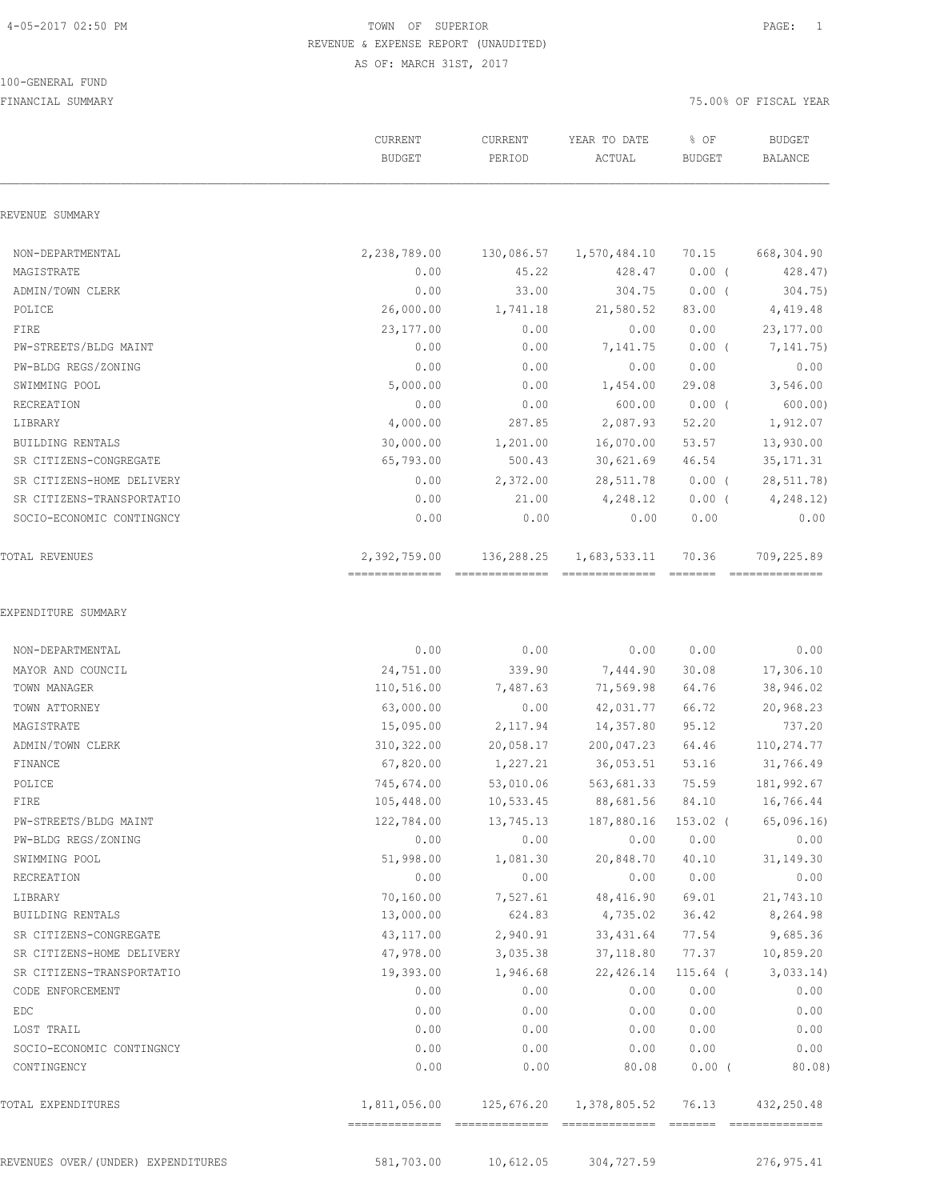4-05-2017 02:50 PM

# TOWN OF SUPERIOR

REVENUE & EXPENSE REPORT (UNAUDITED)

AS OF: MARCH 31ST, 2017

100-GENERAL FUND

FINANCIAL SUMMARY — 75.00% OF FISCAL YEAR

| | CURRENT BUDGET | CURRENT PERIOD | YEAR TO DATE ACTUAL | % OF BUDGET | BUDGET BALANCE |
|---|---|---|---|---|---|
| **REVENUE SUMMARY** | | | | | |
| NON-DEPARTMENTAL | 2,238,789.00 | 130,086.57 | 1,570,484.10 | 70.15 | 668,304.90 |
| MAGISTRATE | 0.00 | 45.22 | 428.47 | 0.00 ( | 428.47) |
| ADMIN/TOWN CLERK | 0.00 | 33.00 | 304.75 | 0.00 ( | 304.75) |
| POLICE | 26,000.00 | 1,741.18 | 21,580.52 | 83.00 | 4,419.48 |
| FIRE | 23,177.00 | 0.00 | 0.00 | 0.00 | 23,177.00 |
| PW-STREETS/BLDG MAINT | 0.00 | 0.00 | 7,141.75 | 0.00 ( | 7,141.75) |
| PW-BLDG REGS/ZONING | 0.00 | 0.00 | 0.00 | 0.00 | 0.00 |
| SWIMMING POOL | 5,000.00 | 0.00 | 1,454.00 | 29.08 | 3,546.00 |
| RECREATION | 0.00 | 0.00 | 600.00 | 0.00 ( | 600.00) |
| LIBRARY | 4,000.00 | 287.85 | 2,087.93 | 52.20 | 1,912.07 |
| BUILDING RENTALS | 30,000.00 | 1,201.00 | 16,070.00 | 53.57 | 13,930.00 |
| SR CITIZENS-CONGREGATE | 65,793.00 | 500.43 | 30,621.69 | 46.54 | 35,171.31 |
| SR CITIZENS-HOME DELIVERY | 0.00 | 2,372.00 | 28,511.78 | 0.00 ( | 28,511.78) |
| SR CITIZENS-TRANSPORTATIO | 0.00 | 21.00 | 4,248.12 | 0.00 ( | 4,248.12) |
| SOCIO-ECONOMIC CONTINGNCY | 0.00 | 0.00 | 0.00 | 0.00 | 0.00 |
| TOTAL REVENUES | 2,392,759.00 | 136,288.25 | 1,683,533.11 | 70.36 | 709,225.89 |
| **EXPENDITURE SUMMARY** | | | | | |
| NON-DEPARTMENTAL | 0.00 | 0.00 | 0.00 | 0.00 | 0.00 |
| MAYOR AND COUNCIL | 24,751.00 | 339.90 | 7,444.90 | 30.08 | 17,306.10 |
| TOWN MANAGER | 110,516.00 | 7,487.63 | 71,569.98 | 64.76 | 38,946.02 |
| TOWN ATTORNEY | 63,000.00 | 0.00 | 42,031.77 | 66.72 | 20,968.23 |
| MAGISTRATE | 15,095.00 | 2,117.94 | 14,357.80 | 95.12 | 737.20 |
| ADMIN/TOWN CLERK | 310,322.00 | 20,058.17 | 200,047.23 | 64.46 | 110,274.77 |
| FINANCE | 67,820.00 | 1,227.21 | 36,053.51 | 53.16 | 31,766.49 |
| POLICE | 745,674.00 | 53,010.06 | 563,681.33 | 75.59 | 181,992.67 |
| FIRE | 105,448.00 | 10,533.45 | 88,681.56 | 84.10 | 16,766.44 |
| PW-STREETS/BLDG MAINT | 122,784.00 | 13,745.13 | 187,880.16 | 153.02 ( | 65,096.16) |
| PW-BLDG REGS/ZONING | 0.00 | 0.00 | 0.00 | 0.00 | 0.00 |
| SWIMMING POOL | 51,998.00 | 1,081.30 | 20,848.70 | 40.10 | 31,149.30 |
| RECREATION | 0.00 | 0.00 | 0.00 | 0.00 | 0.00 |
| LIBRARY | 70,160.00 | 7,527.61 | 48,416.90 | 69.01 | 21,743.10 |
| BUILDING RENTALS | 13,000.00 | 624.83 | 4,735.02 | 36.42 | 8,264.98 |
| SR CITIZENS-CONGREGATE | 43,117.00 | 2,940.91 | 33,431.64 | 77.54 | 9,685.36 |
| SR CITIZENS-HOME DELIVERY | 47,978.00 | 3,035.38 | 37,118.80 | 77.37 | 10,859.20 |
| SR CITIZENS-TRANSPORTATIO | 19,393.00 | 1,946.68 | 22,426.14 | 115.64 ( | 3,033.14) |
| CODE ENFORCEMENT | 0.00 | 0.00 | 0.00 | 0.00 | 0.00 |
| EDC | 0.00 | 0.00 | 0.00 | 0.00 | 0.00 |
| LOST TRAIL | 0.00 | 0.00 | 0.00 | 0.00 | 0.00 |
| SOCIO-ECONOMIC CONTINGNCY | 0.00 | 0.00 | 0.00 | 0.00 | 0.00 |
| CONTINGENCY | 0.00 | 0.00 | 80.08 | 0.00 ( | 80.08) |
| TOTAL EXPENDITURES | 1,811,056.00 | 125,676.20 | 1,378,805.52 | 76.13 | 432,250.48 |
| REVENUES OVER/(UNDER) EXPENDITURES | 581,703.00 | 10,612.05 | 304,727.59 | | 276,975.41 |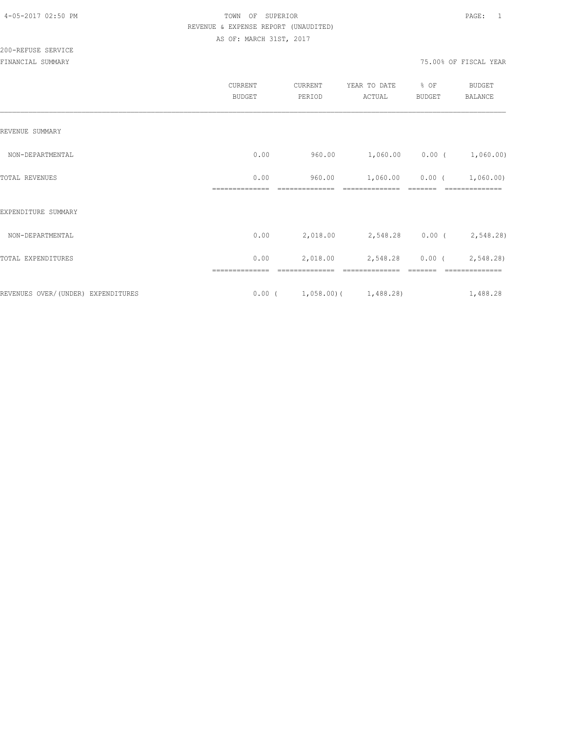TOWN OF SUPERIOR
REVENUE & EXPENSE REPORT (UNAUDITED)
AS OF: MARCH 31ST, 2017

4-05-2017 02:50 PM

200-REFUSE SERVICE

FINANCIAL SUMMARY

75.00% OF FISCAL YEAR

| | CURRENT BUDGET | CURRENT PERIOD | YEAR TO DATE ACTUAL | % OF BUDGET | BUDGET BALANCE |
|---|---|---|---|---|---|
| REVENUE SUMMARY | | | | | |
| NON-DEPARTMENTAL | 0.00 | 960.00 | 1,060.00 | 0.00 | ( 1,060.00) |
| TOTAL REVENUES | 0.00 | 960.00 | 1,060.00 | 0.00 | ( 1,060.00) |
| EXPENDITURE SUMMARY | | | | | |
| NON-DEPARTMENTAL | 0.00 | 2,018.00 | 2,548.28 | 0.00 | ( 2,548.28) |
| TOTAL EXPENDITURES | 0.00 | 2,018.00 | 2,548.28 | 0.00 | ( 2,548.28) |
| REVENUES OVER/(UNDER) EXPENDITURES | 0.00 | ( 1,058.00) | ( 1,488.28) | | 1,488.28 |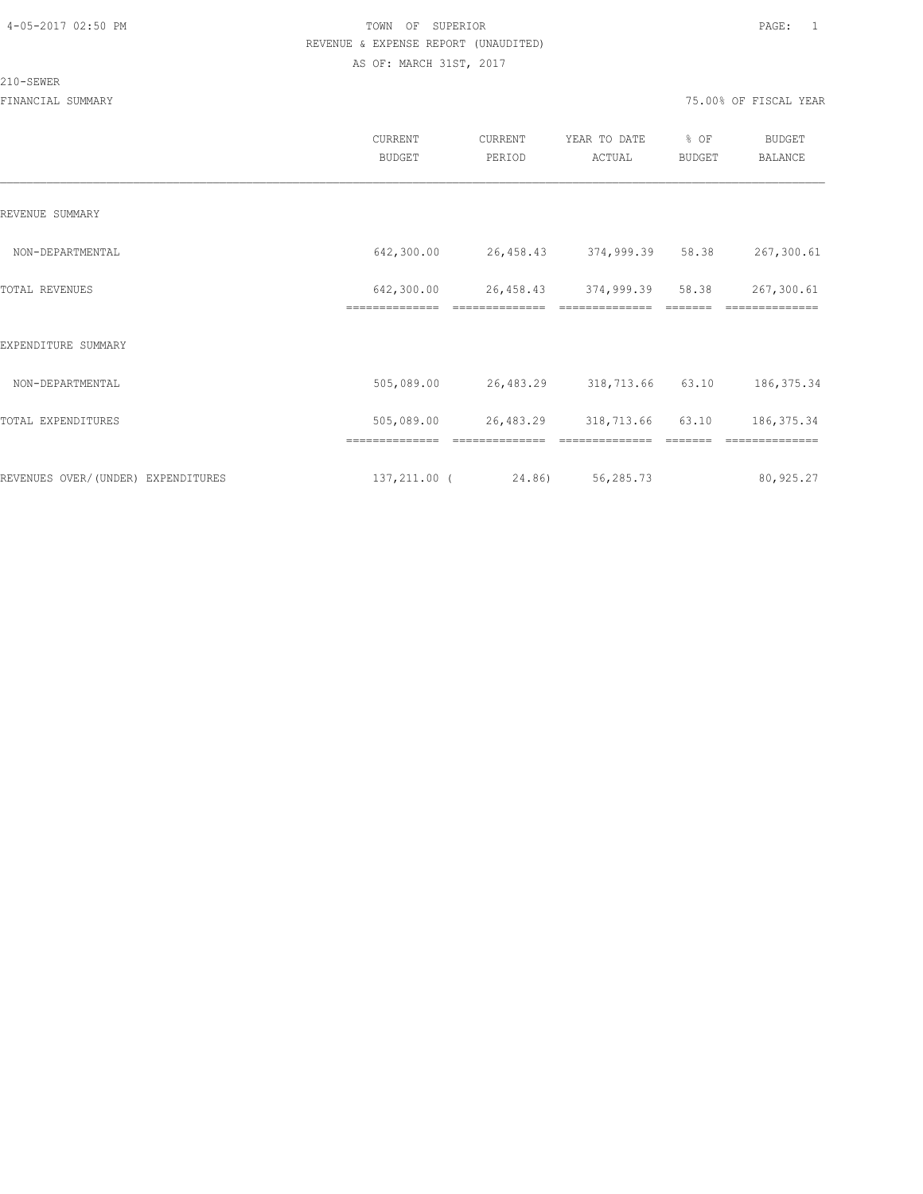TOWN OF SUPERIOR

REVENUE & EXPENSE REPORT (UNAUDITED)

AS OF: MARCH 31ST, 2017

210-SEWER

FINANCIAL SUMMARY — 75.00% OF FISCAL YEAR

| | CURRENT BUDGET | CURRENT PERIOD | YEAR TO DATE ACTUAL | % OF BUDGET | BUDGET BALANCE |
|---|---|---|---|---|---|
| REVENUE SUMMARY | | | | | |
| NON-DEPARTMENTAL | 642,300.00 | 26,458.43 | 374,999.39 | 58.38 | 267,300.61 |
| TOTAL REVENUES | 642,300.00 | 26,458.43 | 374,999.39 | 58.38 | 267,300.61 |
| EXPENDITURE SUMMARY | | | | | |
| NON-DEPARTMENTAL | 505,089.00 | 26,483.29 | 318,713.66 | 63.10 | 186,375.34 |
| TOTAL EXPENDITURES | 505,089.00 | 26,483.29 | 318,713.66 | 63.10 | 186,375.34 |
| REVENUES OVER/(UNDER) EXPENDITURES | 137,211.00 | ( 24.86) | 56,285.73 | | 80,925.27 |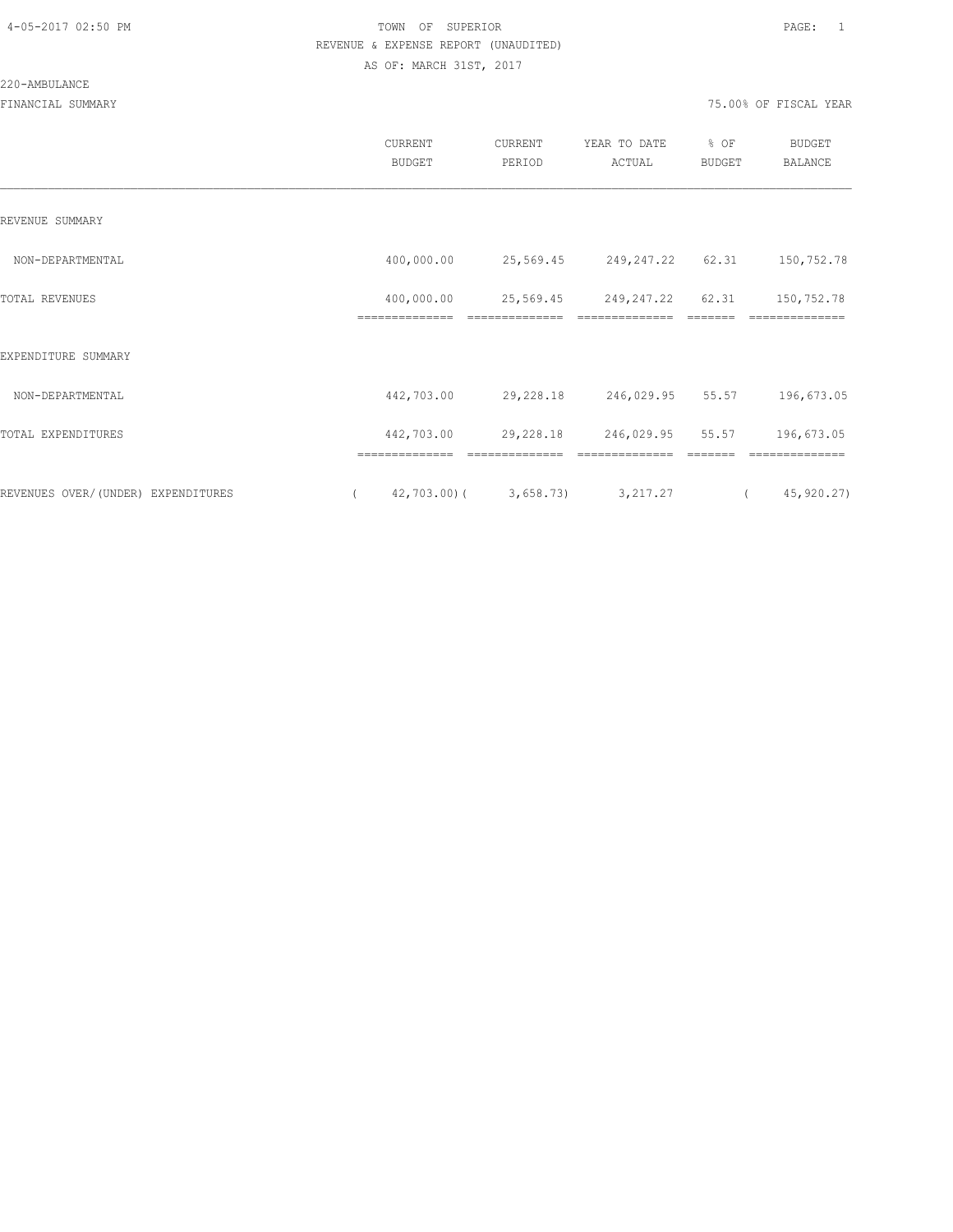TOWN OF SUPERIOR
REVENUE & EXPENSE REPORT (UNAUDITED)
AS OF: MARCH 31ST, 2017

220-AMBULANCE

FINANCIAL SUMMARY

75.00% OF FISCAL YEAR

| | CURRENT BUDGET | CURRENT PERIOD | YEAR TO DATE ACTUAL | % OF BUDGET | BUDGET BALANCE |
|---|---|---|---|---|---|
| REVENUE SUMMARY | | | | | |
| NON-DEPARTMENTAL | 400,000.00 | 25,569.45 | 249,247.22 | 62.31 | 150,752.78 |
| TOTAL REVENUES | 400,000.00 | 25,569.45 | 249,247.22 | 62.31 | 150,752.78 |
| EXPENDITURE SUMMARY | | | | | |
| NON-DEPARTMENTAL | 442,703.00 | 29,228.18 | 246,029.95 | 55.57 | 196,673.05 |
| TOTAL EXPENDITURES | 442,703.00 | 29,228.18 | 246,029.95 | 55.57 | 196,673.05 |
| REVENUES OVER/(UNDER) EXPENDITURES | ( 42,703.00) | ( 3,658.73) | 3,217.27 | | ( 45,920.27) |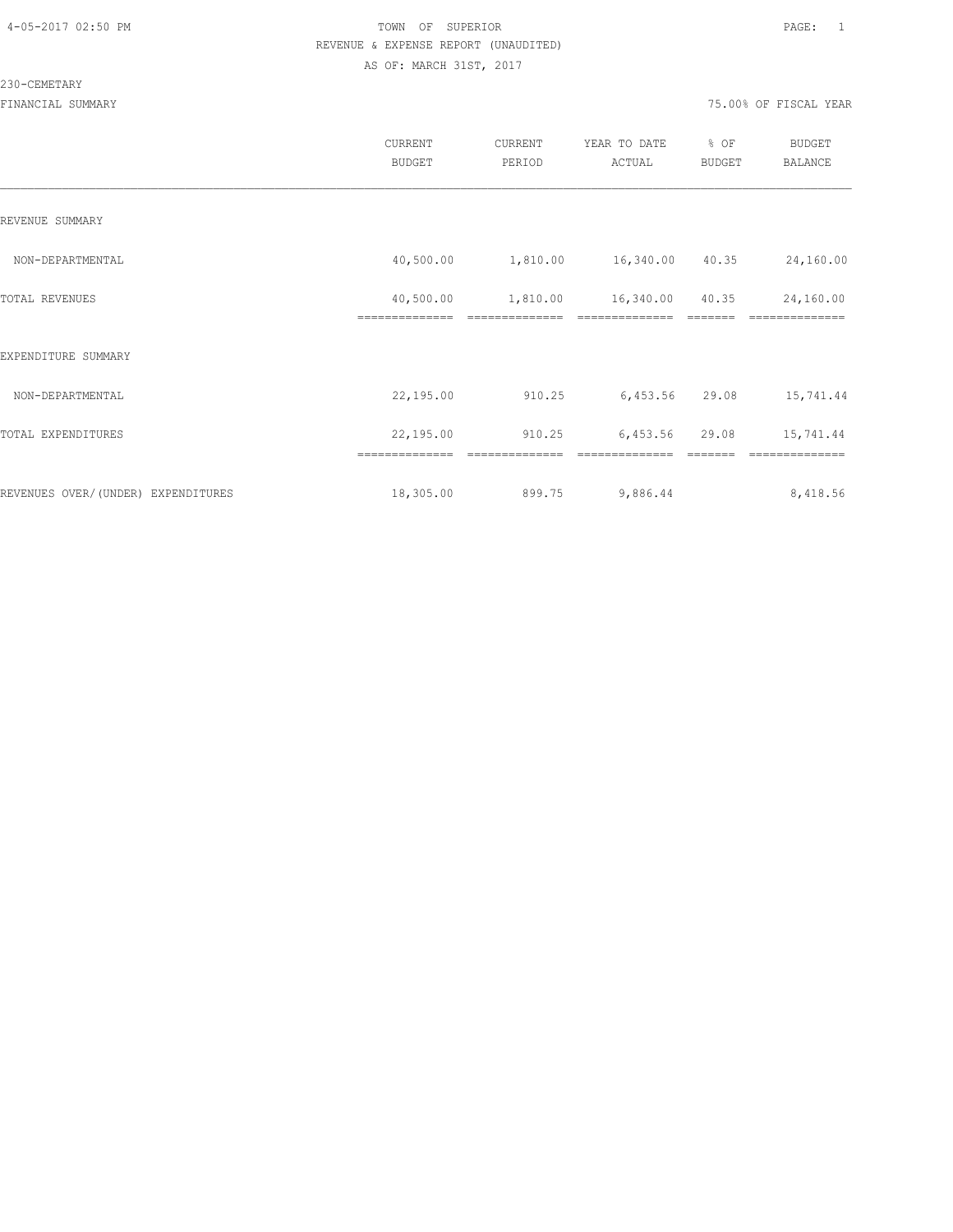TOWN OF SUPERIOR

REVENUE & EXPENSE REPORT (UNAUDITED)

AS OF: MARCH 31ST, 2017

230-CEMETARY

FINANCIAL SUMMARY

75.00% OF FISCAL YEAR

| | CURRENT BUDGET | CURRENT PERIOD | YEAR TO DATE ACTUAL | % OF BUDGET | BUDGET BALANCE |
|---|---|---|---|---|---|
| REVENUE SUMMARY | | | | | |
| NON-DEPARTMENTAL | 40,500.00 | 1,810.00 | 16,340.00 | 40.35 | 24,160.00 |
| TOTAL REVENUES | 40,500.00 | 1,810.00 | 16,340.00 | 40.35 | 24,160.00 |
| EXPENDITURE SUMMARY | | | | | |
| NON-DEPARTMENTAL | 22,195.00 | 910.25 | 6,453.56 | 29.08 | 15,741.44 |
| TOTAL EXPENDITURES | 22,195.00 | 910.25 | 6,453.56 | 29.08 | 15,741.44 |
| REVENUES OVER/(UNDER) EXPENDITURES | 18,305.00 | 899.75 | 9,886.44 | | 8,418.56 |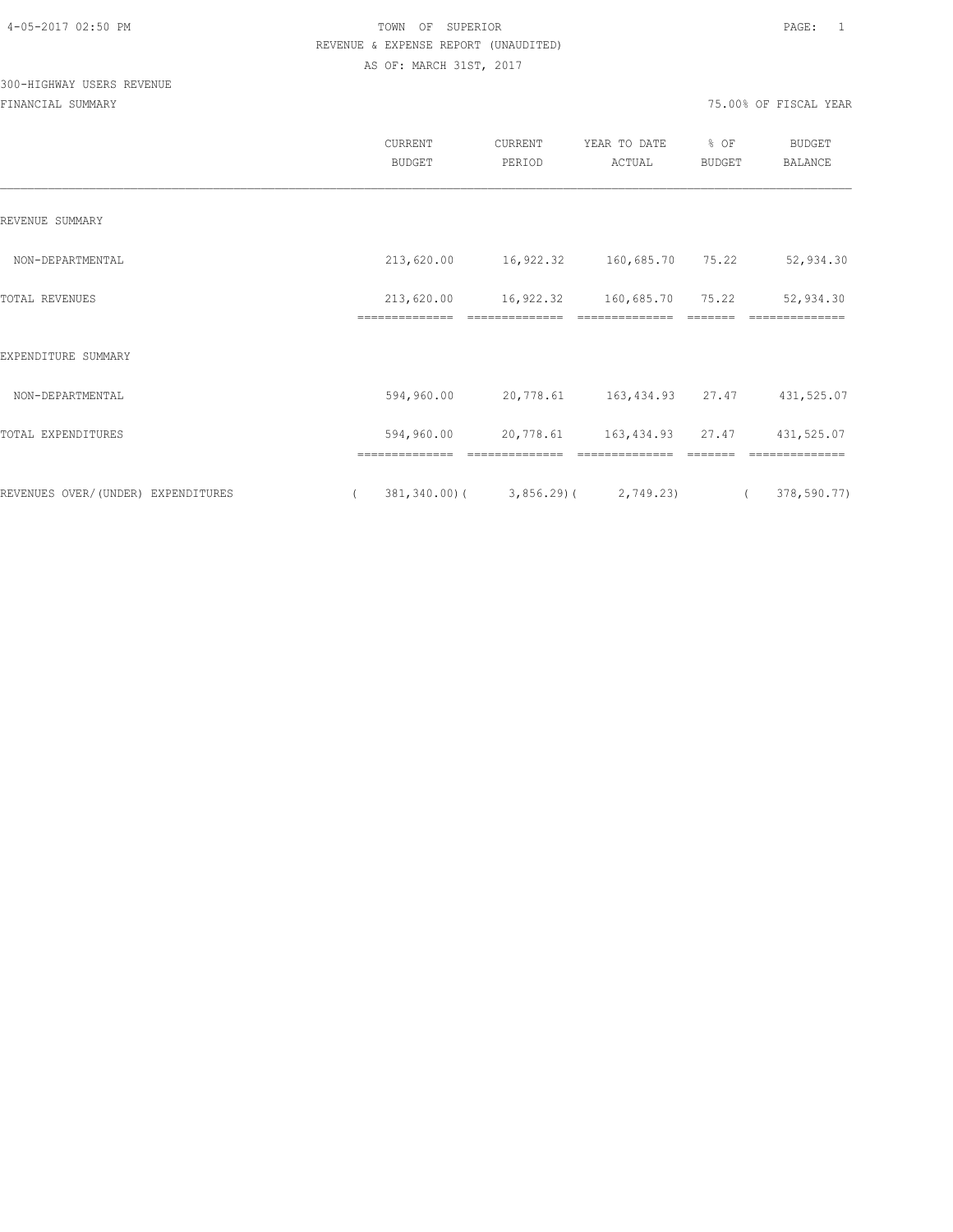TOWN OF SUPERIOR
REVENUE & EXPENSE REPORT (UNAUDITED)
AS OF: MARCH 31ST, 2017

300-HIGHWAY USERS REVENUE
FINANCIAL SUMMARY

75.00% OF FISCAL YEAR

| | CURRENT BUDGET | CURRENT PERIOD | YEAR TO DATE ACTUAL | % OF BUDGET | BUDGET BALANCE |
|---|---|---|---|---|---|
| REVENUE SUMMARY | | | | | |
| NON-DEPARTMENTAL | 213,620.00 | 16,922.32 | 160,685.70 | 75.22 | 52,934.30 |
| TOTAL REVENUES | 213,620.00 | 16,922.32 | 160,685.70 | 75.22 | 52,934.30 |
| EXPENDITURE SUMMARY | | | | | |
| NON-DEPARTMENTAL | 594,960.00 | 20,778.61 | 163,434.93 | 27.47 | 431,525.07 |
| TOTAL EXPENDITURES | 594,960.00 | 20,778.61 | 163,434.93 | 27.47 | 431,525.07 |
| REVENUES OVER/(UNDER) EXPENDITURES | ( 381,340.00) | ( 3,856.29) | ( 2,749.23) | | ( 378,590.77) |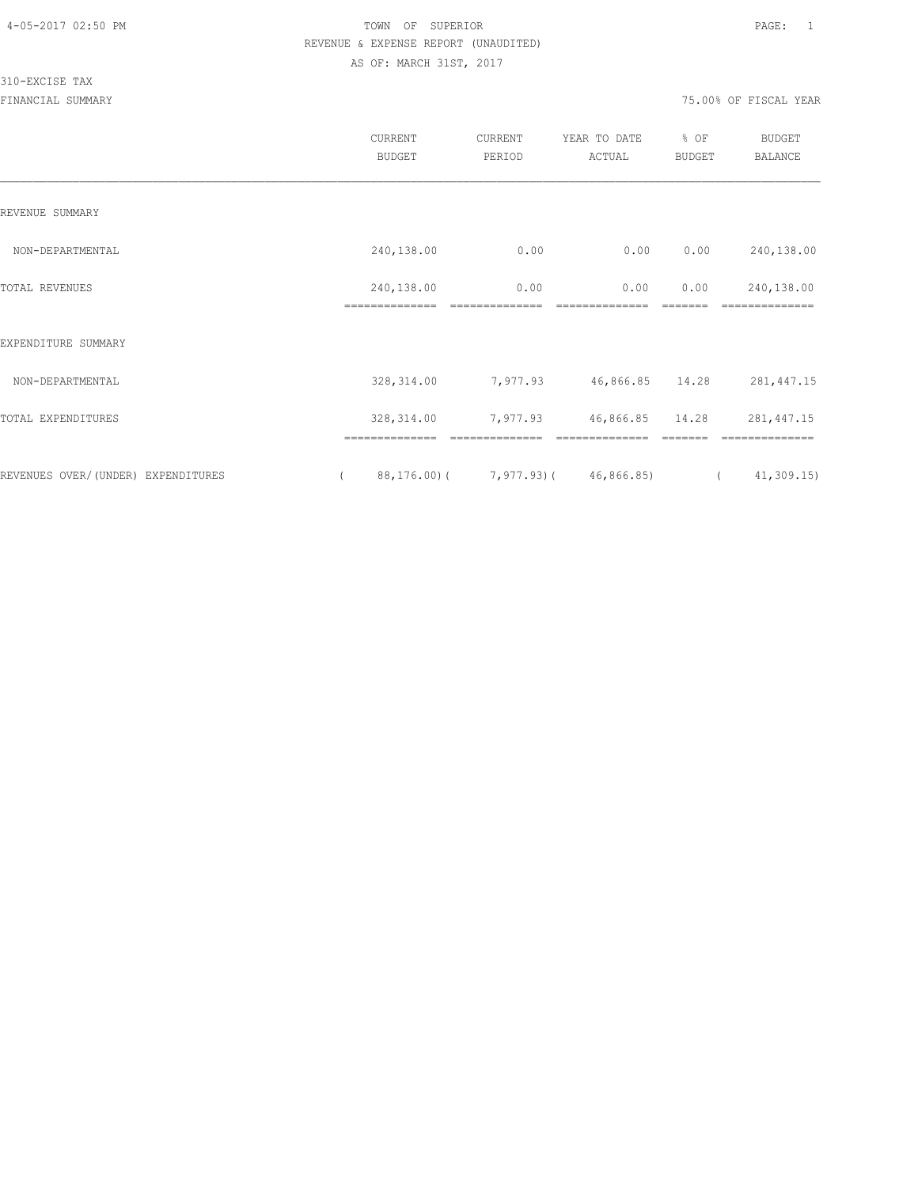TOWN OF SUPERIOR

REVENUE & EXPENSE REPORT (UNAUDITED)

AS OF: MARCH 31ST, 2017

310-EXCISE TAX

FINANCIAL SUMMARY

75.00% OF FISCAL YEAR

| | CURRENT BUDGET | CURRENT PERIOD | YEAR TO DATE ACTUAL | % OF BUDGET | BUDGET BALANCE |
|---|---|---|---|---|---|
| REVENUE SUMMARY | | | | | |
| NON-DEPARTMENTAL | 240,138.00 | 0.00 | 0.00 | 0.00 | 240,138.00 |
| TOTAL REVENUES | 240,138.00 | 0.00 | 0.00 | 0.00 | 240,138.00 |
| EXPENDITURE SUMMARY | | | | | |
| NON-DEPARTMENTAL | 328,314.00 | 7,977.93 | 46,866.85 | 14.28 | 281,447.15 |
| TOTAL EXPENDITURES | 328,314.00 | 7,977.93 | 46,866.85 | 14.28 | 281,447.15 |
| REVENUES OVER/(UNDER) EXPENDITURES | ( 88,176.00) | ( 7,977.93) | ( 46,866.85) | | ( 41,309.15) |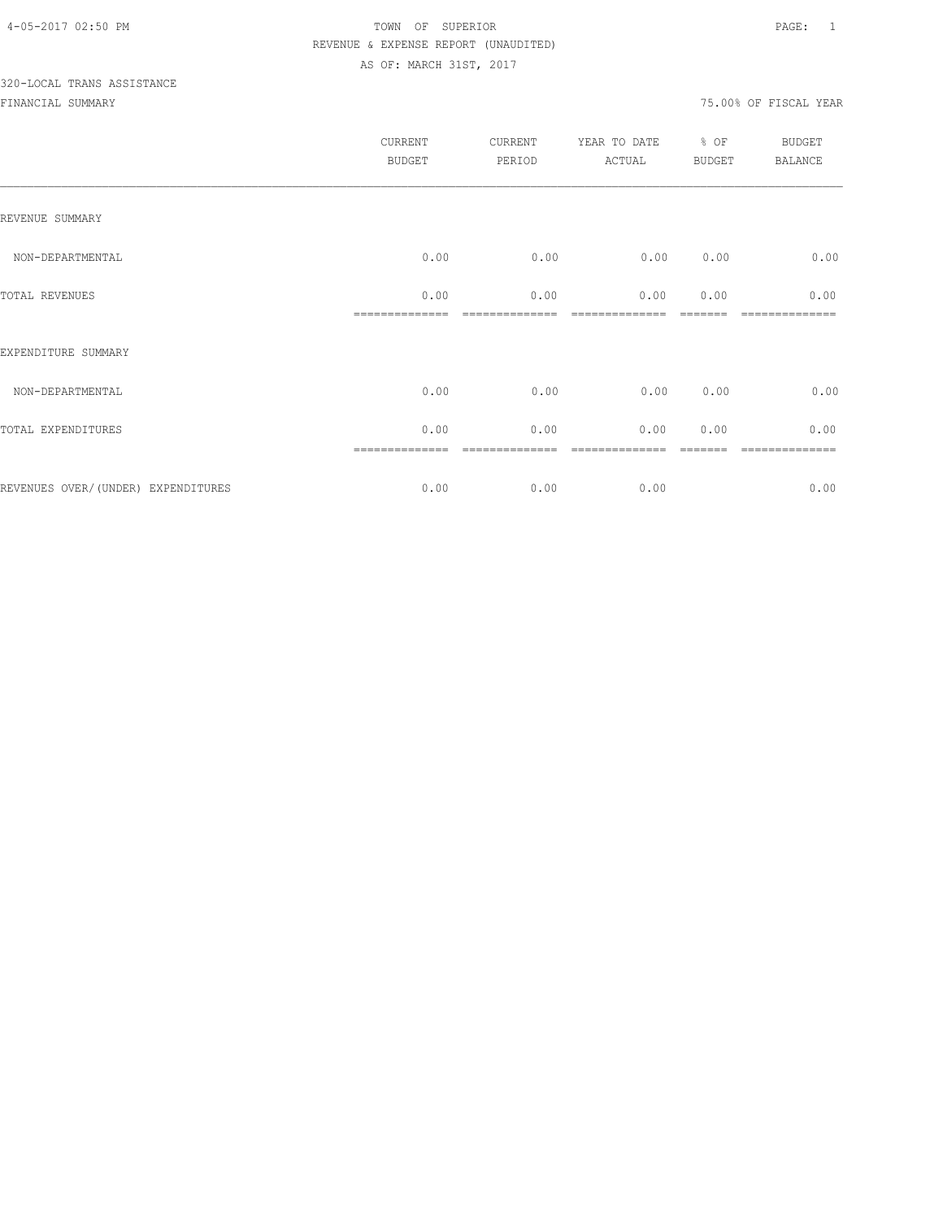TOWN OF SUPERIOR
REVENUE & EXPENSE REPORT (UNAUDITED)
AS OF: MARCH 31ST, 2017

320-LOCAL TRANS ASSISTANCE

FINANCIAL SUMMARY

75.00% OF FISCAL YEAR

| | CURRENT BUDGET | CURRENT PERIOD | YEAR TO DATE ACTUAL | % OF BUDGET | BUDGET BALANCE |
|---|---|---|---|---|---|
| REVENUE SUMMARY | | | | | |
| NON-DEPARTMENTAL | 0.00 | 0.00 | 0.00 | 0.00 | 0.00 |
| TOTAL REVENUES | 0.00 | 0.00 | 0.00 | 0.00 | 0.00 |
| EXPENDITURE SUMMARY | | | | | |
| NON-DEPARTMENTAL | 0.00 | 0.00 | 0.00 | 0.00 | 0.00 |
| TOTAL EXPENDITURES | 0.00 | 0.00 | 0.00 | 0.00 | 0.00 |
| REVENUES OVER/(UNDER) EXPENDITURES | 0.00 | 0.00 | 0.00 | | 0.00 |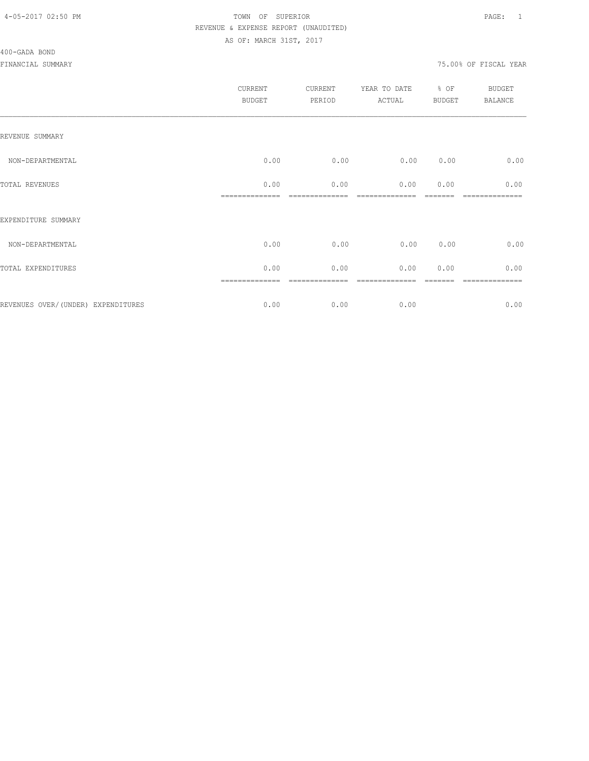TOWN OF SUPERIOR
REVENUE & EXPENSE REPORT (UNAUDITED)
AS OF: MARCH 31ST, 2017

400-GADA BOND

FINANCIAL SUMMARY — 75.00% OF FISCAL YEAR

| | CURRENT BUDGET | CURRENT PERIOD | YEAR TO DATE ACTUAL | % OF BUDGET | BUDGET BALANCE |
|---|---|---|---|---|---|
| REVENUE SUMMARY | | | | | |
| NON-DEPARTMENTAL | 0.00 | 0.00 | 0.00 | 0.00 | 0.00 |
| TOTAL REVENUES | 0.00 | 0.00 | 0.00 | 0.00 | 0.00 |
| EXPENDITURE SUMMARY | | | | | |
| NON-DEPARTMENTAL | 0.00 | 0.00 | 0.00 | 0.00 | 0.00 |
| TOTAL EXPENDITURES | 0.00 | 0.00 | 0.00 | 0.00 | 0.00 |
| REVENUES OVER/(UNDER) EXPENDITURES | 0.00 | 0.00 | 0.00 | | 0.00 |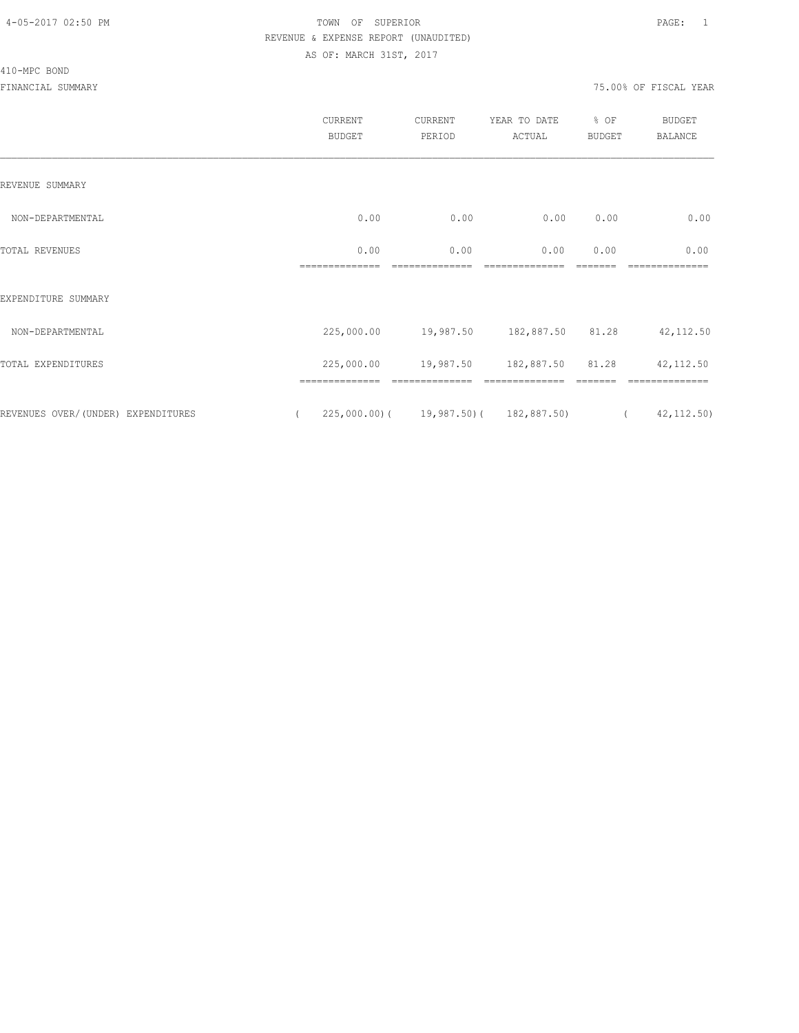TOWN OF SUPERIOR
REVENUE & EXPENSE REPORT (UNAUDITED)
AS OF: MARCH 31ST, 2017

4-05-2017 02:50 PM

410-MPC BOND

FINANCIAL SUMMARY

75.00% OF FISCAL YEAR

| | CURRENT BUDGET | CURRENT PERIOD | YEAR TO DATE ACTUAL | % OF BUDGET | BUDGET BALANCE |
|---|---|---|---|---|---|
| REVENUE SUMMARY | | | | | |
| NON-DEPARTMENTAL | 0.00 | 0.00 | 0.00 | 0.00 | 0.00 |
| TOTAL REVENUES | 0.00 | 0.00 | 0.00 | 0.00 | 0.00 |
| EXPENDITURE SUMMARY | | | | | |
| NON-DEPARTMENTAL | 225,000.00 | 19,987.50 | 182,887.50 | 81.28 | 42,112.50 |
| TOTAL EXPENDITURES | 225,000.00 | 19,987.50 | 182,887.50 | 81.28 | 42,112.50 |
| REVENUES OVER/(UNDER) EXPENDITURES | ( 225,000.00) | ( 19,987.50) | ( 182,887.50) | | ( 42,112.50) |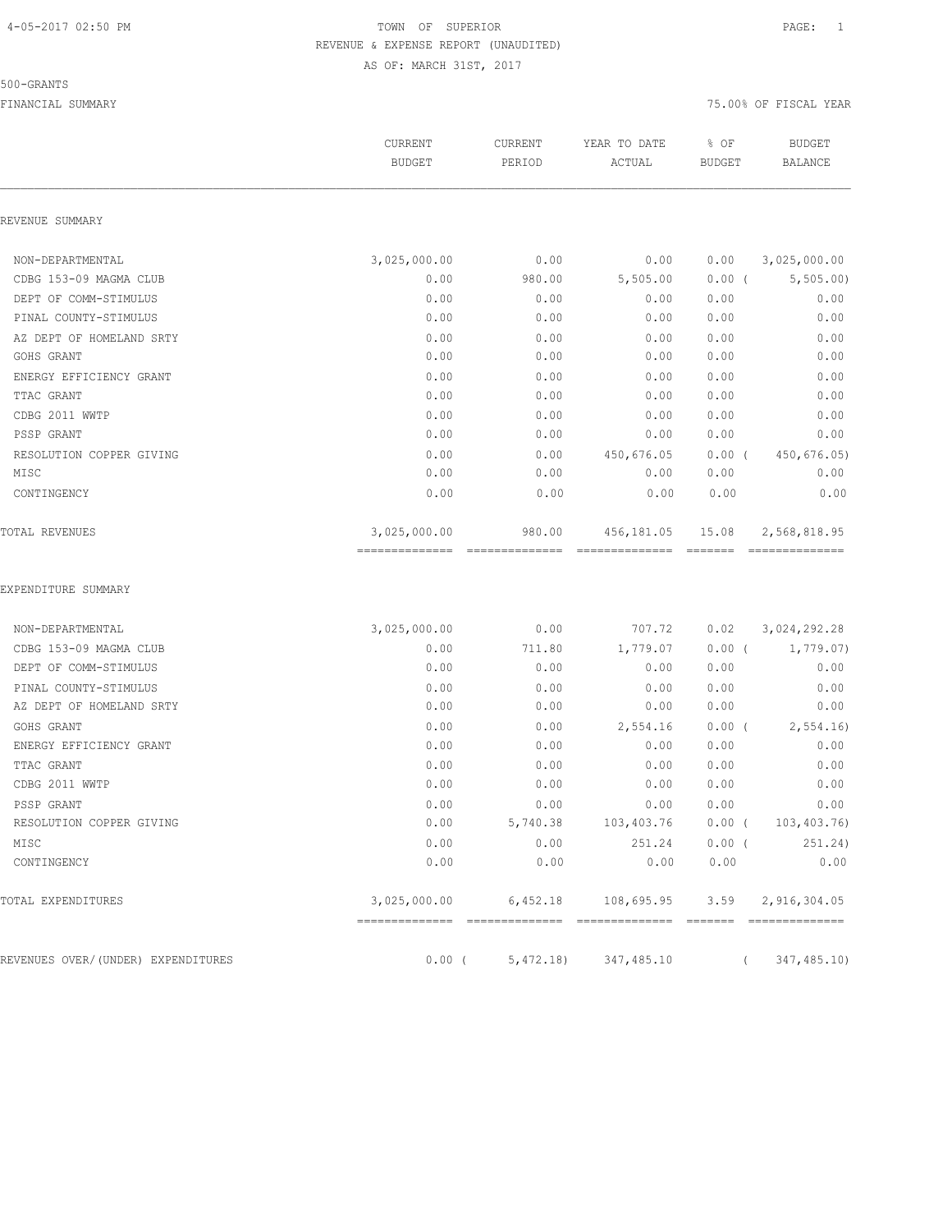TOWN OF SUPERIOR
REVENUE & EXPENSE REPORT (UNAUDITED)
AS OF: MARCH 31ST, 2017

500-GRANTS

FINANCIAL SUMMARY — 75.00% OF FISCAL YEAR

| | CURRENT BUDGET | CURRENT PERIOD | YEAR TO DATE ACTUAL | % OF BUDGET | BUDGET BALANCE |
|---|---|---|---|---|---|
| **REVENUE SUMMARY** | | | | | |
| NON-DEPARTMENTAL | 3,025,000.00 | 0.00 | 0.00 | 0.00 | 3,025,000.00 |
| CDBG 153-09 MAGMA CLUB | 0.00 | 980.00 | 5,505.00 | 0.00 | ( 5,505.00) |
| DEPT OF COMM-STIMULUS | 0.00 | 0.00 | 0.00 | 0.00 | 0.00 |
| PINAL COUNTY-STIMULUS | 0.00 | 0.00 | 0.00 | 0.00 | 0.00 |
| AZ DEPT OF HOMELAND SRTY | 0.00 | 0.00 | 0.00 | 0.00 | 0.00 |
| GOHS GRANT | 0.00 | 0.00 | 0.00 | 0.00 | 0.00 |
| ENERGY EFFICIENCY GRANT | 0.00 | 0.00 | 0.00 | 0.00 | 0.00 |
| TTAC GRANT | 0.00 | 0.00 | 0.00 | 0.00 | 0.00 |
| CDBG 2011 WWTP | 0.00 | 0.00 | 0.00 | 0.00 | 0.00 |
| PSSP GRANT | 0.00 | 0.00 | 0.00 | 0.00 | 0.00 |
| RESOLUTION COPPER GIVING | 0.00 | 0.00 | 450,676.05 | 0.00 | ( 450,676.05) |
| MISC | 0.00 | 0.00 | 0.00 | 0.00 | 0.00 |
| CONTINGENCY | 0.00 | 0.00 | 0.00 | 0.00 | 0.00 |
| TOTAL REVENUES | 3,025,000.00 | 980.00 | 456,181.05 | 15.08 | 2,568,818.95 |
| **EXPENDITURE SUMMARY** | | | | | |
| NON-DEPARTMENTAL | 3,025,000.00 | 0.00 | 707.72 | 0.02 | 3,024,292.28 |
| CDBG 153-09 MAGMA CLUB | 0.00 | 711.80 | 1,779.07 | 0.00 | ( 1,779.07) |
| DEPT OF COMM-STIMULUS | 0.00 | 0.00 | 0.00 | 0.00 | 0.00 |
| PINAL COUNTY-STIMULUS | 0.00 | 0.00 | 0.00 | 0.00 | 0.00 |
| AZ DEPT OF HOMELAND SRTY | 0.00 | 0.00 | 0.00 | 0.00 | 0.00 |
| GOHS GRANT | 0.00 | 0.00 | 2,554.16 | 0.00 | ( 2,554.16) |
| ENERGY EFFICIENCY GRANT | 0.00 | 0.00 | 0.00 | 0.00 | 0.00 |
| TTAC GRANT | 0.00 | 0.00 | 0.00 | 0.00 | 0.00 |
| CDBG 2011 WWTP | 0.00 | 0.00 | 0.00 | 0.00 | 0.00 |
| PSSP GRANT | 0.00 | 0.00 | 0.00 | 0.00 | 0.00 |
| RESOLUTION COPPER GIVING | 0.00 | 5,740.38 | 103,403.76 | 0.00 | ( 103,403.76) |
| MISC | 0.00 | 0.00 | 251.24 | 0.00 | ( 251.24) |
| CONTINGENCY | 0.00 | 0.00 | 0.00 | 0.00 | 0.00 |
| TOTAL EXPENDITURES | 3,025,000.00 | 6,452.18 | 108,695.95 | 3.59 | 2,916,304.05 |
| REVENUES OVER/(UNDER) EXPENDITURES | 0.00 | ( 5,472.18) | 347,485.10 | | ( 347,485.10) |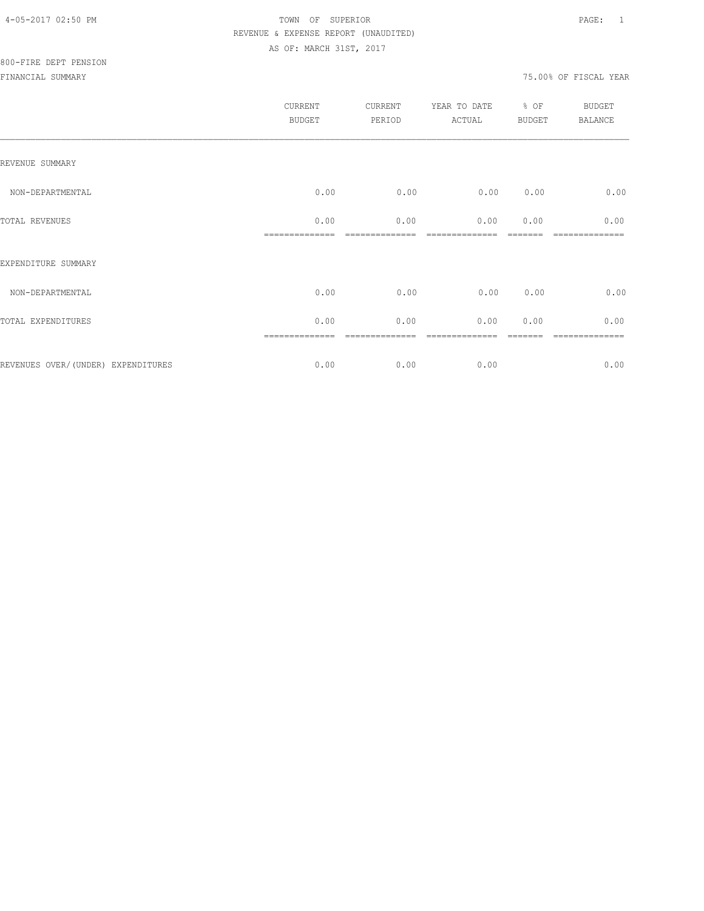TOWN OF SUPERIOR
REVENUE & EXPENSE REPORT (UNAUDITED)
AS OF: MARCH 31ST, 2017

800-FIRE DEPT PENSION
FINANCIAL SUMMARY

75.00% OF FISCAL YEAR

| | CURRENT BUDGET | CURRENT PERIOD | YEAR TO DATE ACTUAL | % OF BUDGET | BUDGET BALANCE |
|---|---|---|---|---|---|
| REVENUE SUMMARY | | | | | |
| NON-DEPARTMENTAL | 0.00 | 0.00 | 0.00 | 0.00 | 0.00 |
| TOTAL REVENUES | 0.00 | 0.00 | 0.00 | 0.00 | 0.00 |
| EXPENDITURE SUMMARY | | | | | |
| NON-DEPARTMENTAL | 0.00 | 0.00 | 0.00 | 0.00 | 0.00 |
| TOTAL EXPENDITURES | 0.00 | 0.00 | 0.00 | 0.00 | 0.00 |
| REVENUES OVER/(UNDER) EXPENDITURES | 0.00 | 0.00 | 0.00 | | 0.00 |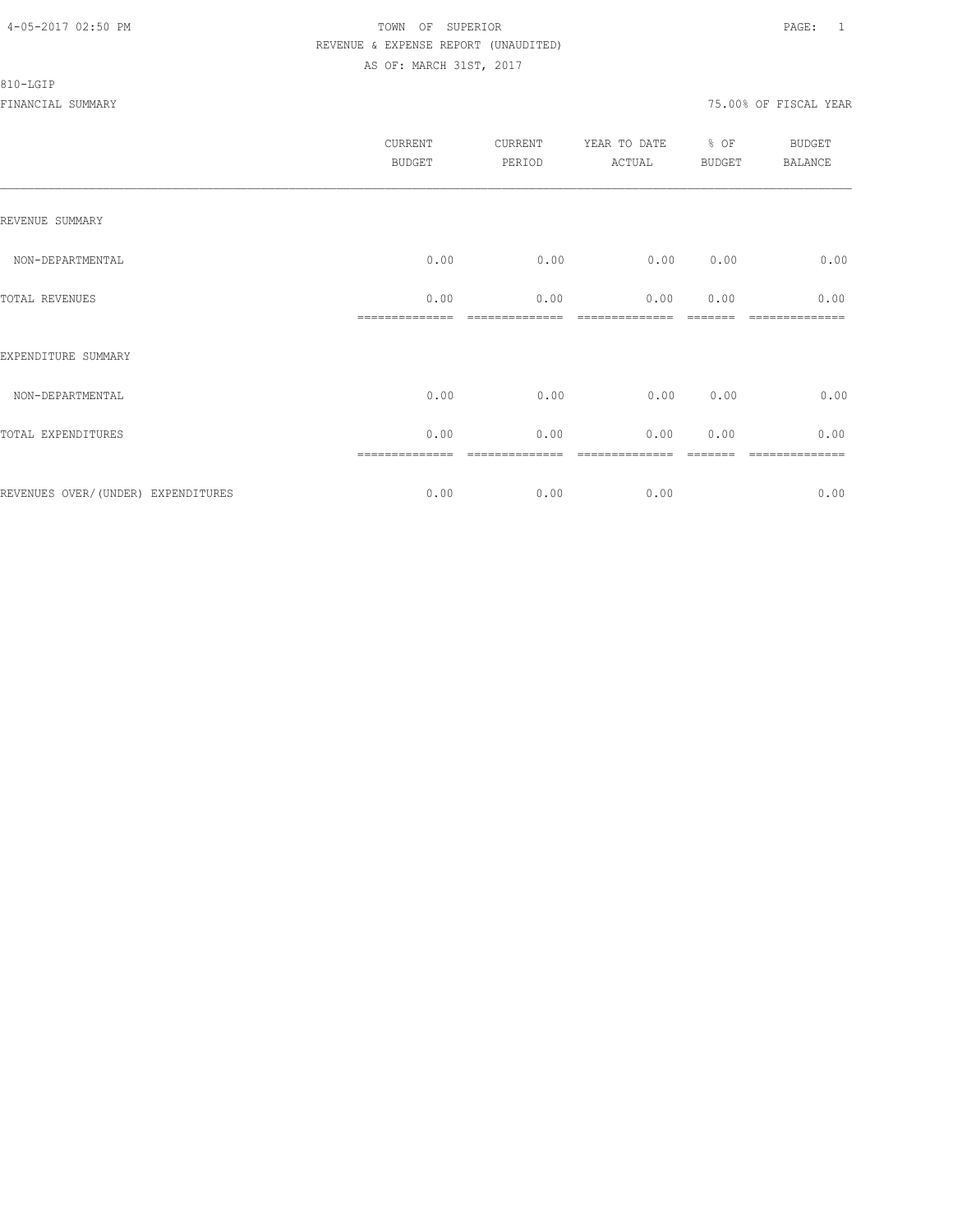TOWN OF SUPERIOR
REVENUE & EXPENSE REPORT (UNAUDITED)
AS OF: MARCH 31ST, 2017

810-LGIP

FINANCIAL SUMMARY 75.00% OF FISCAL YEAR

| | CURRENT BUDGET | CURRENT PERIOD | YEAR TO DATE ACTUAL | % OF BUDGET | BUDGET BALANCE |
|---|---|---|---|---|---|
| REVENUE SUMMARY | | | | | |
| NON-DEPARTMENTAL | 0.00 | 0.00 | 0.00 | 0.00 | 0.00 |
| TOTAL REVENUES | 0.00 | 0.00 | 0.00 | 0.00 | 0.00 |
| EXPENDITURE SUMMARY | | | | | |
| NON-DEPARTMENTAL | 0.00 | 0.00 | 0.00 | 0.00 | 0.00 |
| TOTAL EXPENDITURES | 0.00 | 0.00 | 0.00 | 0.00 | 0.00 |
| REVENUES OVER/(UNDER) EXPENDITURES | 0.00 | 0.00 | 0.00 | | 0.00 |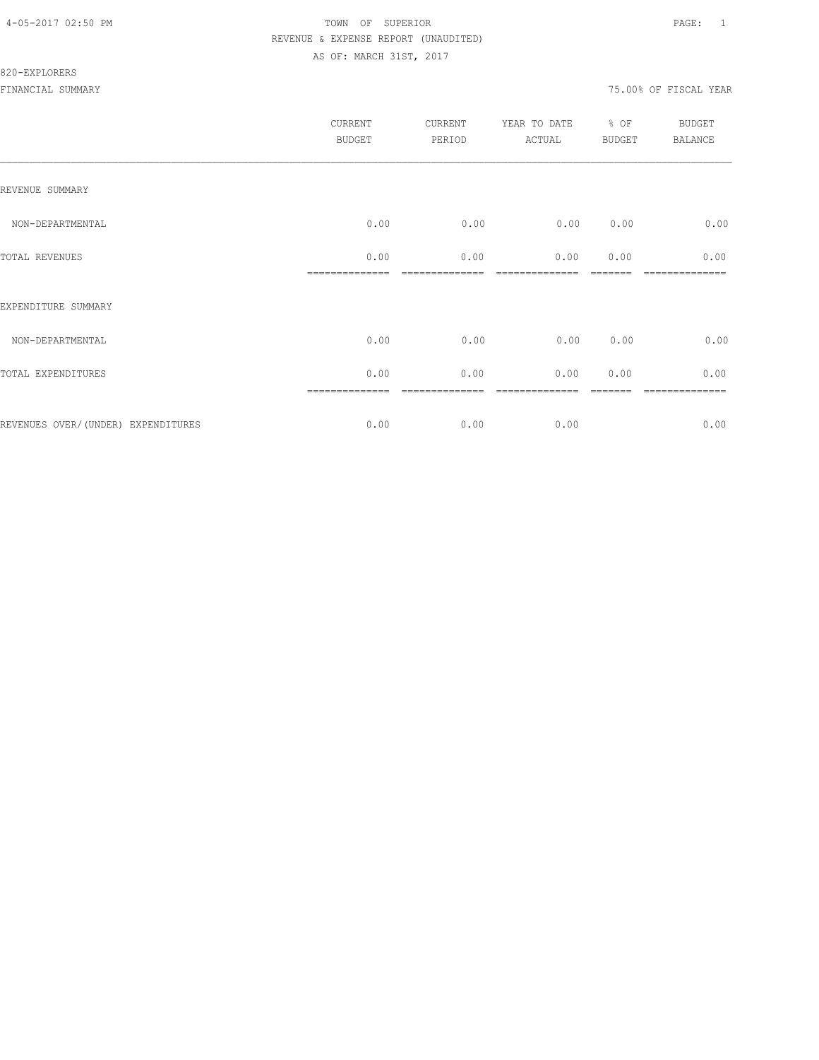TOWN OF SUPERIOR
REVENUE & EXPENSE REPORT (UNAUDITED)
AS OF: MARCH 31ST, 2017

820-EXPLORERS

FINANCIAL SUMMARY 75.00% OF FISCAL YEAR

| | CURRENT BUDGET | CURRENT PERIOD | YEAR TO DATE ACTUAL | % OF BUDGET | BUDGET BALANCE |
|---|---|---|---|---|---|
| REVENUE SUMMARY | | | | | |
| NON-DEPARTMENTAL | 0.00 | 0.00 | 0.00 | 0.00 | 0.00 |
| TOTAL REVENUES | 0.00 | 0.00 | 0.00 | 0.00 | 0.00 |
| EXPENDITURE SUMMARY | | | | | |
| NON-DEPARTMENTAL | 0.00 | 0.00 | 0.00 | 0.00 | 0.00 |
| TOTAL EXPENDITURES | 0.00 | 0.00 | 0.00 | 0.00 | 0.00 |
| REVENUES OVER/(UNDER) EXPENDITURES | 0.00 | 0.00 | 0.00 | | 0.00 |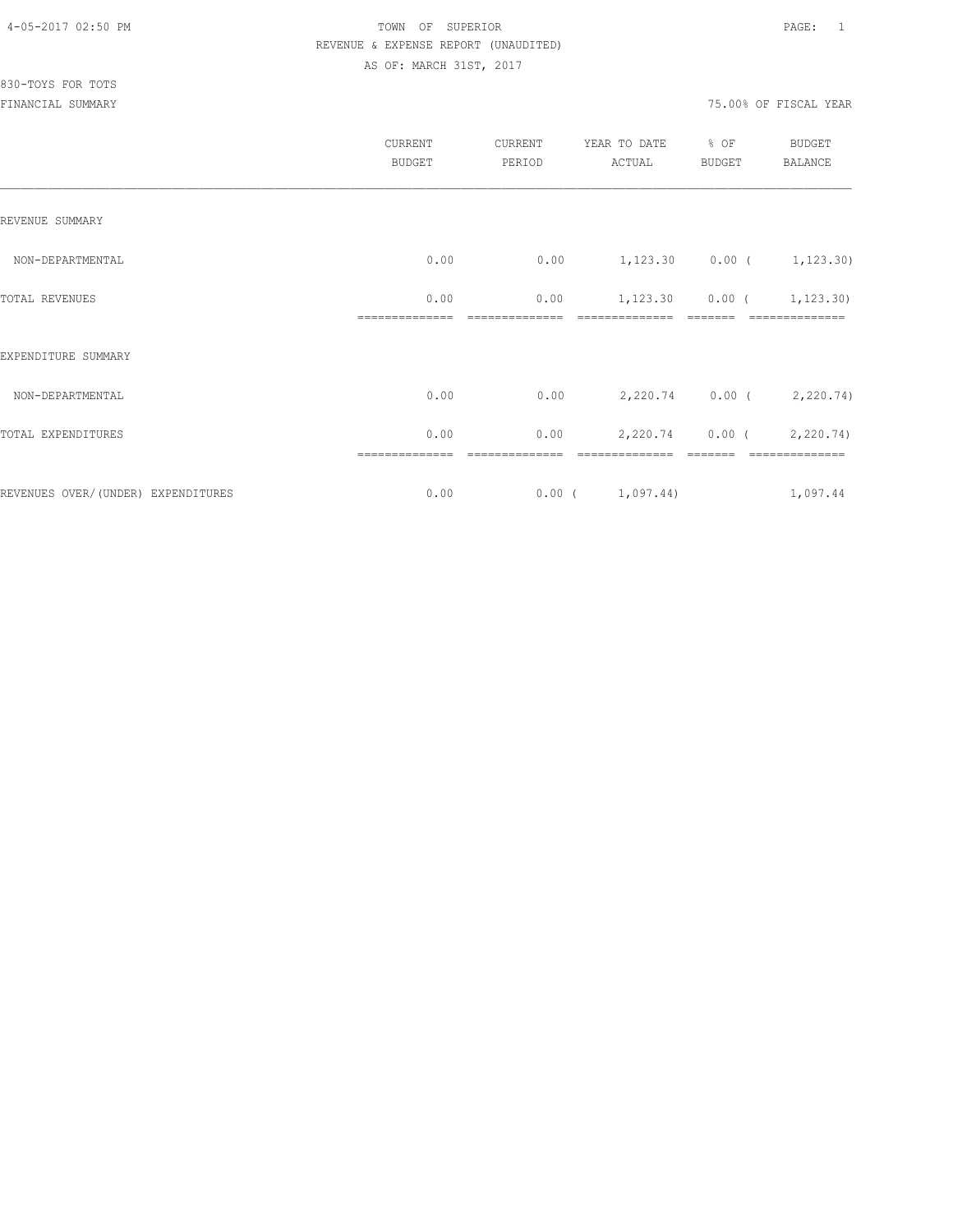TOWN OF SUPERIOR
REVENUE & EXPENSE REPORT (UNAUDITED)
AS OF: MARCH 31ST, 2017

830-TOYS FOR TOTS
FINANCIAL SUMMARY

75.00% OF FISCAL YEAR

| | CURRENT BUDGET | CURRENT PERIOD | YEAR TO DATE ACTUAL | % OF BUDGET | BUDGET BALANCE |
|---|---|---|---|---|---|
| REVENUE SUMMARY | | | | | |
| NON-DEPARTMENTAL | 0.00 | 0.00 | 1,123.30 | 0.00 | ( 1,123.30) |
| TOTAL REVENUES | 0.00 | 0.00 | 1,123.30 | 0.00 | ( 1,123.30) |
| EXPENDITURE SUMMARY | | | | | |
| NON-DEPARTMENTAL | 0.00 | 0.00 | 2,220.74 | 0.00 | ( 2,220.74) |
| TOTAL EXPENDITURES | 0.00 | 0.00 | 2,220.74 | 0.00 | ( 2,220.74) |
| REVENUES OVER/(UNDER) EXPENDITURES | 0.00 | 0.00 | ( 1,097.44) | | 1,097.44 |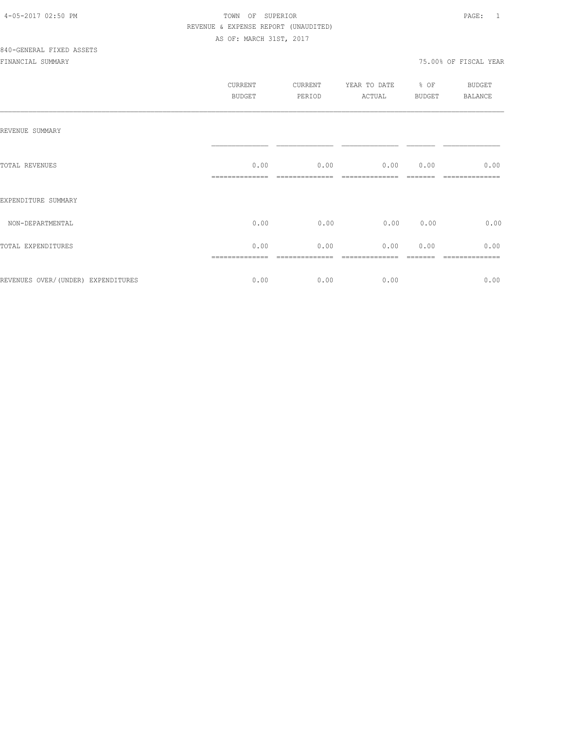TOWN OF SUPERIOR
REVENUE & EXPENSE REPORT (UNAUDITED)
AS OF: MARCH 31ST, 2017

840-GENERAL FIXED ASSETS

FINANCIAL SUMMARY — 75.00% OF FISCAL YEAR

| | CURRENT BUDGET | CURRENT PERIOD | YEAR TO DATE ACTUAL | % OF BUDGET | BUDGET BALANCE |
|---|---|---|---|---|---|
| REVENUE SUMMARY | | | | | |
| TOTAL REVENUES | 0.00 | 0.00 | 0.00 | 0.00 | 0.00 |
| EXPENDITURE SUMMARY | | | | | |
| NON-DEPARTMENTAL | 0.00 | 0.00 | 0.00 | 0.00 | 0.00 |
| TOTAL EXPENDITURES | 0.00 | 0.00 | 0.00 | 0.00 | 0.00 |
| REVENUES OVER/(UNDER) EXPENDITURES | 0.00 | 0.00 | 0.00 | | 0.00 |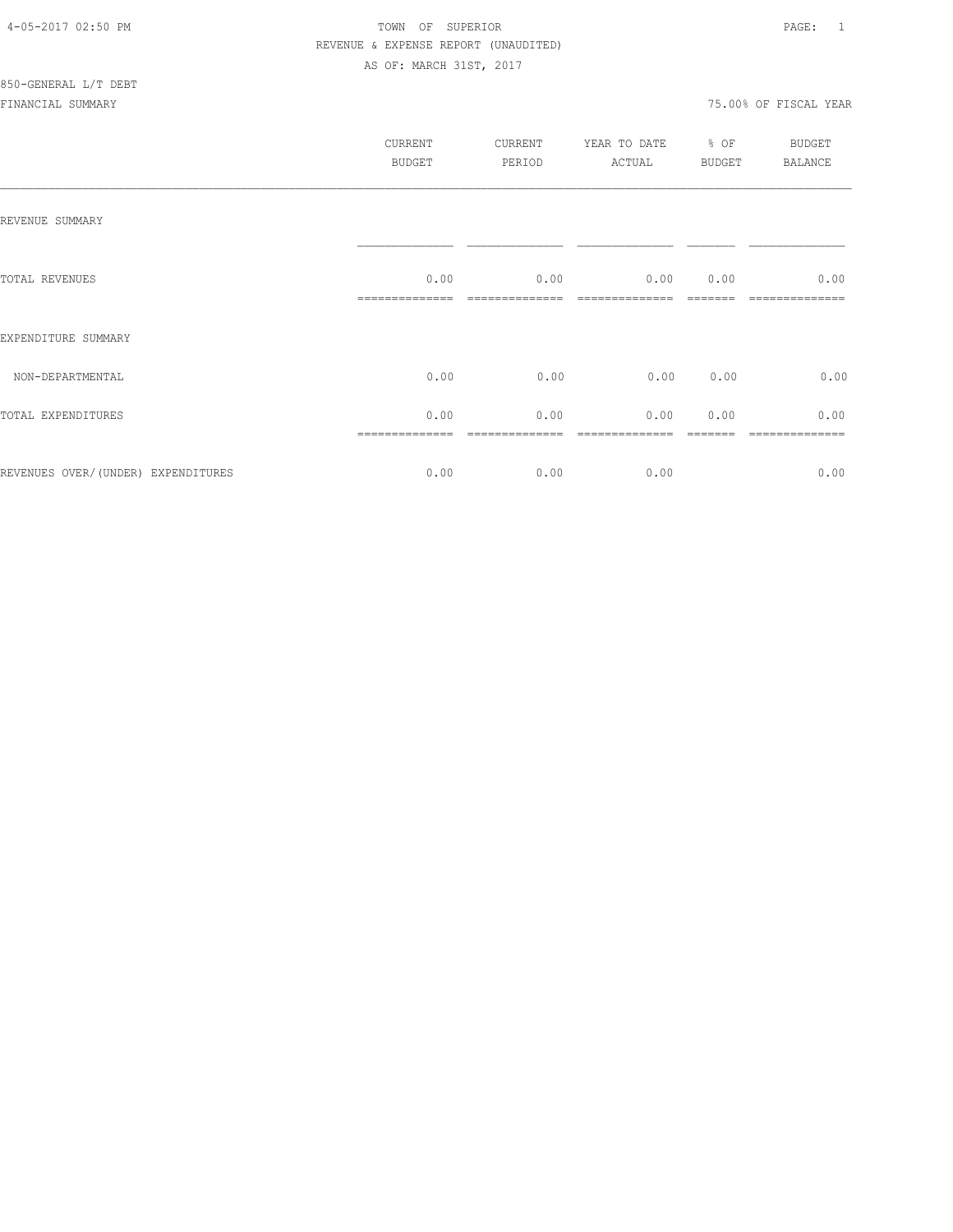4-05-2017 02:50 PM TOWN OF SUPERIOR

REVENUE & EXPENSE REPORT (UNAUDITED)

AS OF: MARCH 31ST, 2017

850-GENERAL L/T DEBT

FINANCIAL SUMMARY 75.00% OF FISCAL YEAR

| | CURRENT BUDGET | CURRENT PERIOD | YEAR TO DATE ACTUAL | % OF BUDGET | BUDGET BALANCE |
|---|---|---|---|---|---|
| REVENUE SUMMARY | | | | | |
| TOTAL REVENUES | 0.00 | 0.00 | 0.00 | 0.00 | 0.00 |
| EXPENDITURE SUMMARY | | | | | |
| NON-DEPARTMENTAL | 0.00 | 0.00 | 0.00 | 0.00 | 0.00 |
| TOTAL EXPENDITURES | 0.00 | 0.00 | 0.00 | 0.00 | 0.00 |
| REVENUES OVER/(UNDER) EXPENDITURES | 0.00 | 0.00 | 0.00 | | 0.00 |